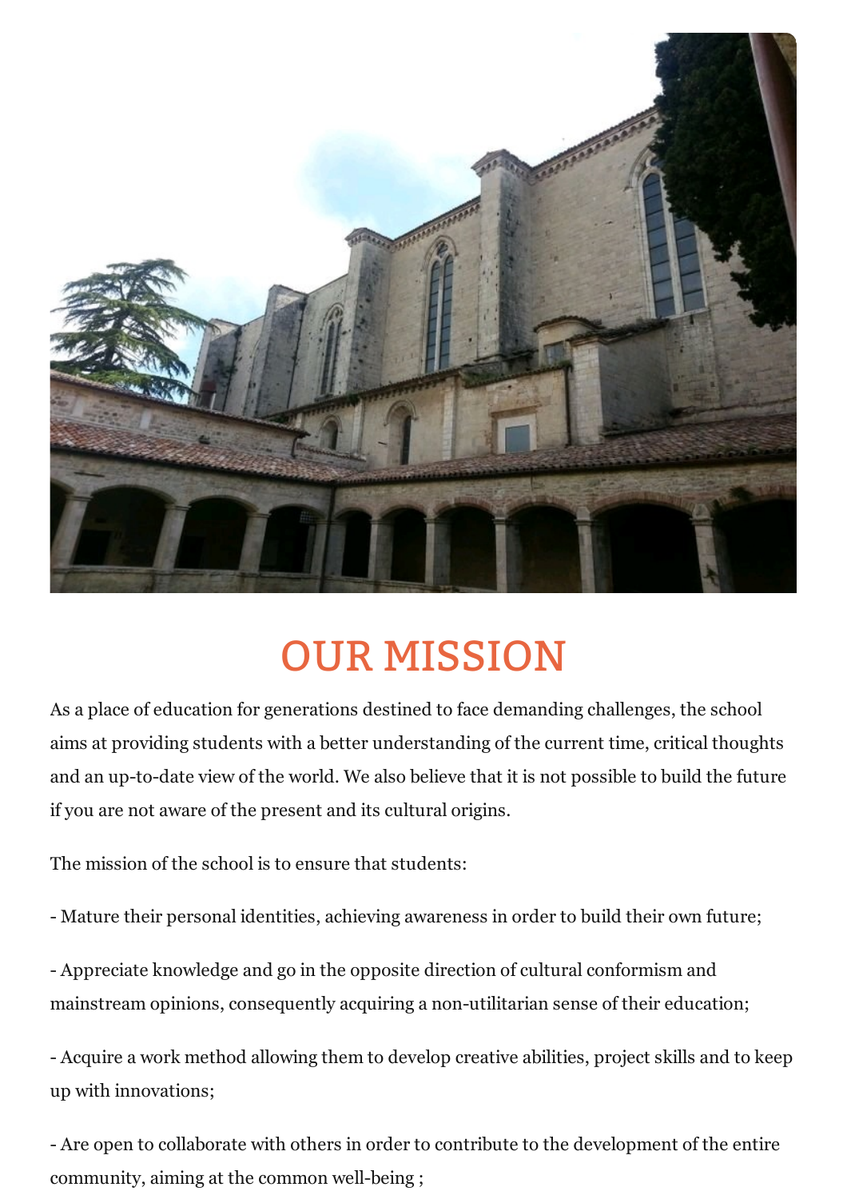# OUR MISSION

As a place of education for generations destined to face demanding challenges, the school aims at providing students with a better understanding of the current time, critical thoughts and an up-to-date view of the world. We also believe that it is not possible to build the future if you are not aware of the present and its cultural origins.

The mission of the school is to ensure that students:

- Mature their personal identities, achieving awareness in order to build their own future;

- Appreciate knowledge and go in the opposite direction of cultural conformism and mainstream opinions, consequently acquiring a non-utilitarian sense of their education;

- Acquire a work method allowing them to develop creative abilities, project skills and to keep up with innovations;

- Are open to collaborate with others in order to contribute to the development of the entire community, aiming at the common well-being ;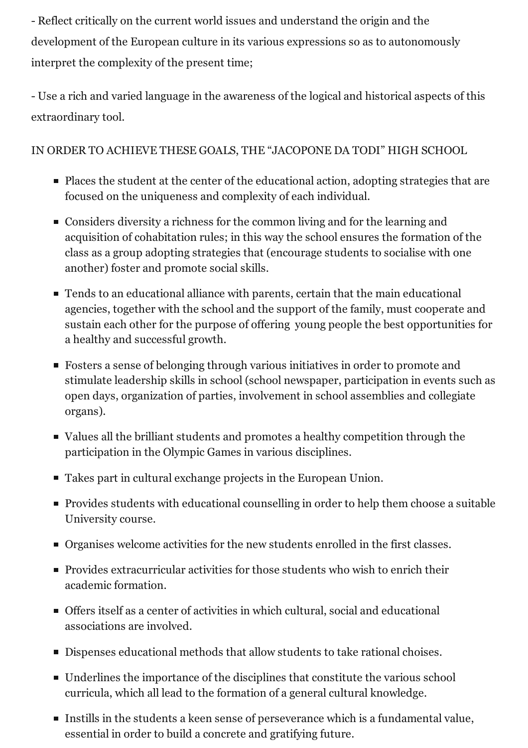- Reflect critically on the current world issues and understand the origin and the development of the European culture in its various expressions so as to autonomously interpret the complexity of the present time;

- Use a rich and varied language in the awareness of the logical and historical aspects of this extraordinary tool.

IN ORDER TO ACHIEVE THESE GOALS, THE "JACOPONE DA TODI" HIGH SCHOOL

- Places the student at the center of the educational action, adopting strategies that are focused on the uniqueness and complexity of each individual.
- Considers diversity a richness for the common living and for the learning and acquisition of cohabitation rules; in this way the school ensures the formation of the class as a group adopting strategies that (encourage students to socialise with one another) foster and promote social skills.
- Tends to an educational alliance with parents, certain that the main educational agencies, together with the school and the support of the family, must cooperate and sustain each other for the purpose of offering young people the best opportunities for a healthy and successful growth.
- Fosters a sense of belonging through various initiatives in order to promote and stimulate leadership skills in school (school newspaper, participation in events such as open days, organization of parties, involvement in school assemblies and collegiate organs).
- Values all the brilliant students and promotes a healthy competition through the participation in the Olympic Games in various disciplines.
- Takes part in cultural exchange projects in the European Union.
- Provides students with educational counselling in order to help them choose a suitable University course.
- Organises welcome activities for the new students enrolled in the first classes.
- Provides extracurricular activities for those students who wish to enrich their academic formation.
- Offers itself as a center of activities in which cultural, social and educational associations are involved.
- Dispenses educational methods that allow students to take rational choises.
- Underlines the importance of the disciplines that constitute the various school curricula, which all lead to the formation of a general cultural knowledge.
- Instills in the students a keen sense of perseverance which is a fundamental value, essential in order to build a concrete and gratifying future.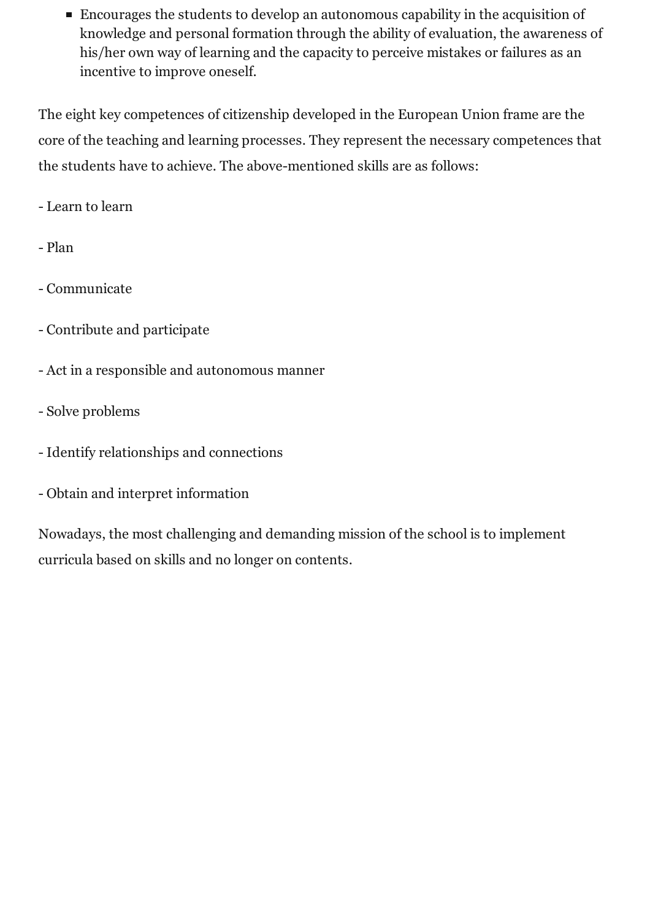- Encourages the students to develop an autonomous capability in the acquisition of knowledge and personal formation through the ability of evaluation, the awareness of his/her own way of learning and the capacity to perceive mistakes or failures as an incentive to improve oneself.

The eight key competences of citizenship developed in the European Union frame are the core of the teaching and learning processes. They represent the necessary competences that the students have to achieve. The above-mentioned skills are as follows:

- Learn to learn

- Plan

- Communicate

- Contribute and participate

- Act in a responsible and autonomous manner

- Solve problems

- Identify relationships and connections

- Obtain and interpret information

Nowadays, the most challenging and demanding mission of the school is to implement curricula based on skills and no longer on contents.